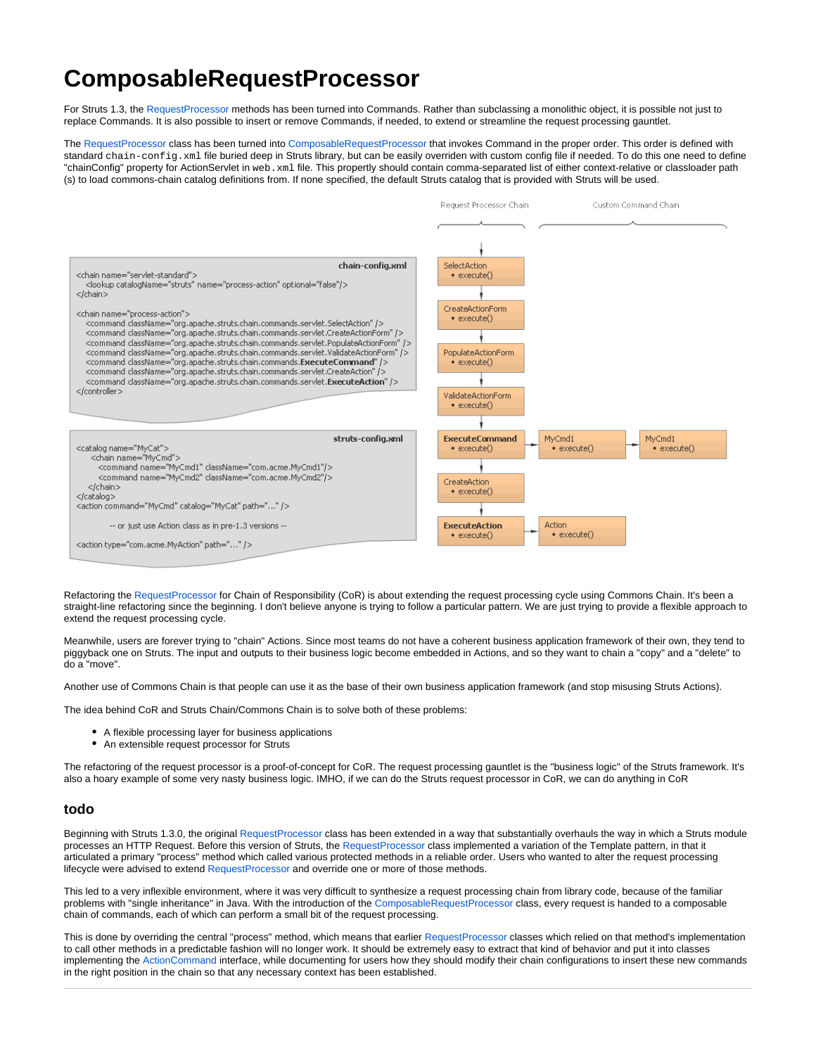# ComposableRequestProcessor

For Struts 1.3, the RequestProcessor methods has been turned into Commands. Rather than subclassing a monolithic object, it is possible not just to replace Commands. It is also possible to insert or remove Commands, if needed, to extend or streamline the request processing gauntlet.

The RequestProcessor class has been turned into ComposableRequestProcessor that invokes Command in the proper order. This order is defined with standard `chain-config.xml` file buried deep in Struts library, but can be easily overriden with custom config file if needed. To do this one need to define "chainConfig" property for ActionServlet in `web.xml` file. This propertly should contain comma-separated list of either context-relative or classloader path (s) to load commons-chain catalog definitions from. If none specified, the default Struts catalog that is provided with Struts will be used.

**chain-config.xml**

```
<chain name="servlet-standard">
   <lookup catalogName="struts" name="process-action" optional="false"/>
</chain>

<chain name="process-action">
   <command className="org.apache.struts.chain.commands.servlet.SelectAction" />
   <command className="org.apache.struts.chain.commands.servlet.CreateActionForm" />
   <command className="org.apache.struts.chain.commands.servlet.PopulateActionForm" />
   <command className="org.apache.struts.chain.commands.servlet.ValidateActionForm" />
   <command className="org.apache.struts.chain.commands.ExecuteCommand" />
   <command className="org.apache.struts.chain.commands.servlet.CreateAction" />
   <command className="org.apache.struts.chain.commands.servlet.ExecuteAction" />
</controller>
```

**struts-config.xml**

```
<catalog name="MyCat">
    <chain name="MyCmd">
       <command name="MyCmd1" className="com.acme.MyCmd1"/>
       <command name="MyCmd2" className="com.acme.MyCmd2"/>
    </chain>
</catalog>
<action command="MyCmd" catalog="MyCat" path="..." />

         -- or just use Action class as in pre-1.3 versions --

<action type="com.acme.MyAction" path="..." />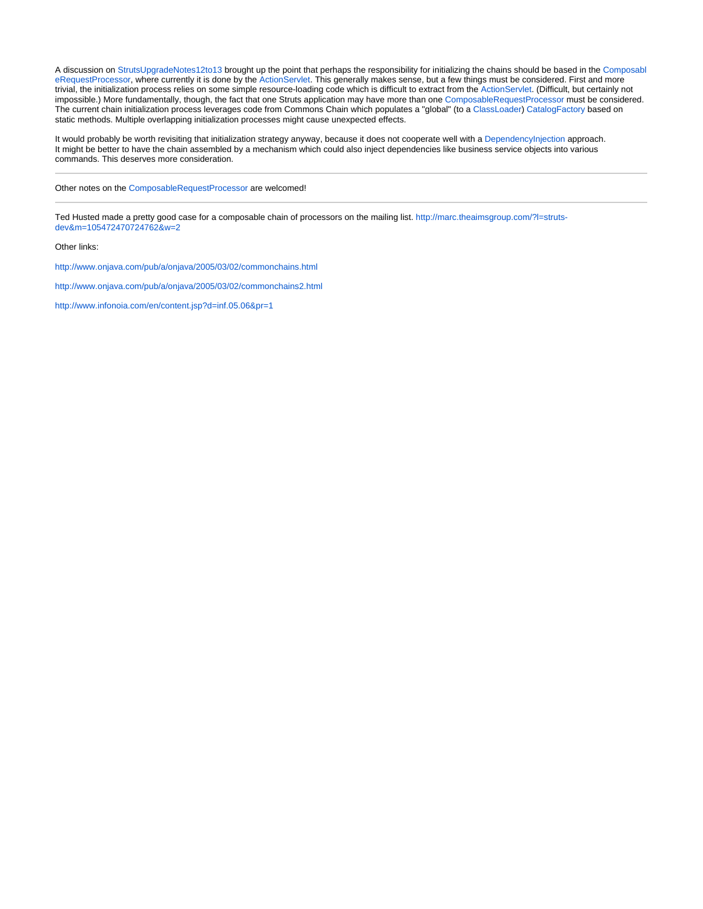A discussion on StrutsUpgradeNotes12to13 brought up the point that perhaps the responsibility for initializing the chains should be based in the ComposableRequestProcessor, where currently it is done by the ActionServlet. This generally makes sense, but a few things must be considered. First and more trivial, the initialization process relies on some simple resource-loading code which is difficult to extract from the ActionServlet. (Difficult, but certainly not impossible.) More fundamentally, though, the fact that one Struts application may have more than one ComposableRequestProcessor must be considered. The current chain initialization process leverages code from Commons Chain which populates a "global" (to a ClassLoader) CatalogFactory based on static methods. Multiple overlapping initialization processes might cause unexpected effects.

It would probably be worth revisiting that initialization strategy anyway, because it does not cooperate well with a DependencyInjection approach. It might be better to have the chain assembled by a mechanism which could also inject dependencies like business service objects into various commands. This deserves more consideration.

---

Other notes on the ComposableRequestProcessor are welcomed!

---

Ted Husted made a pretty good case for a composable chain of processors on the mailing list. http://marc.theaimsgroup.com/?l=struts-dev&m=105472470724762&w=2

Other links:

http://www.onjava.com/pub/a/onjava/2005/03/02/commonchains.html

http://www.onjava.com/pub/a/onjava/2005/03/02/commonchains2.html

http://www.infonoia.com/en/content.jsp?d=inf.05.06&pr=1